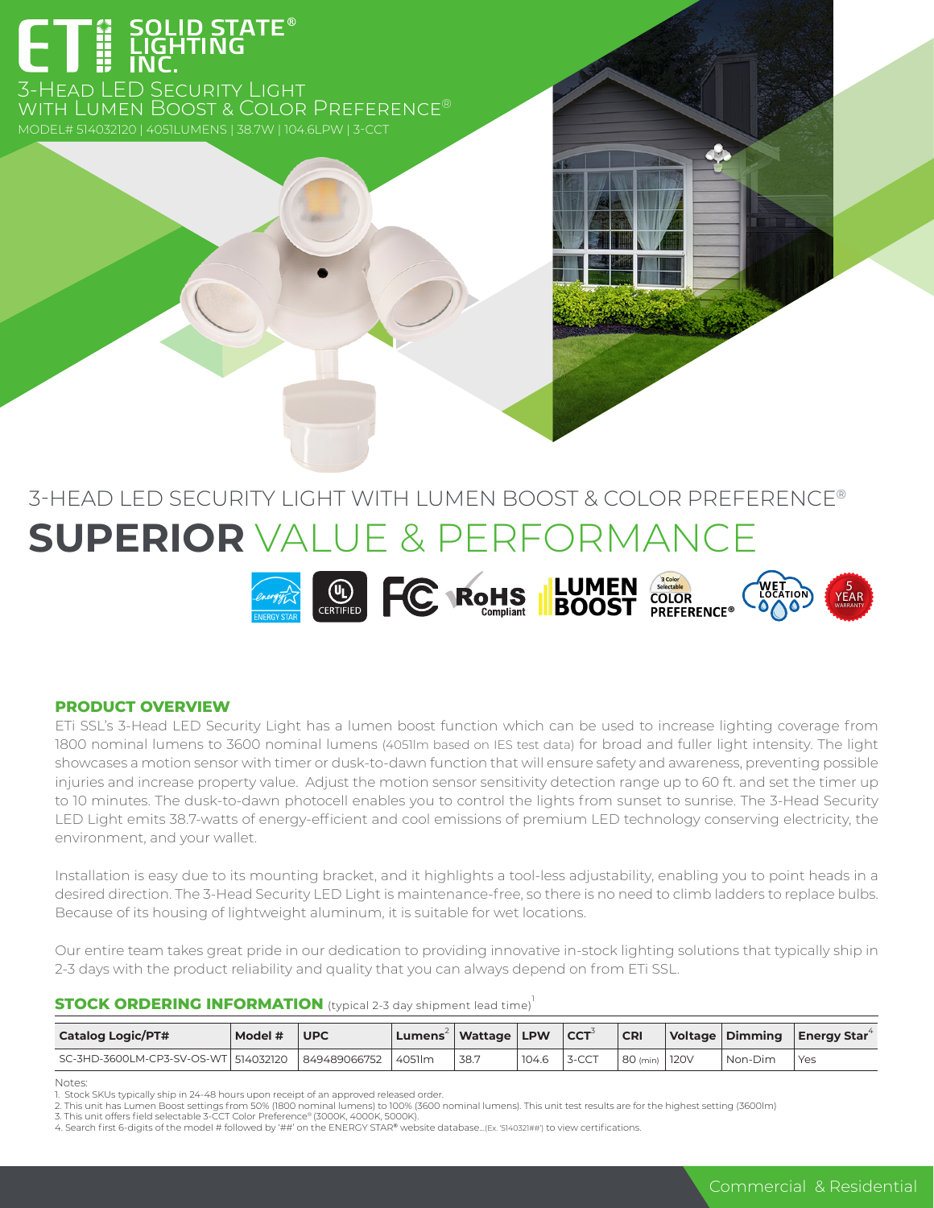# ETi SOLID STATE® LIGHTING INC.

3-HEAD LED SECURITY LIGHT WITH LUMEN BOOST & COLOR PREFERENCE®

MODEL# 514032120 | 4051LUMENS | 38.7W | 104.6LPW | 3-CCT

## 3-HEAD LED SECURITY LIGHT WITH LUMEN BOOST & COLOR PREFERENCE®

# SUPERIOR VALUE & PERFORMANCE

ENERGY STAR | UL CERTIFIED | FC | RoHS Compliant | LUMEN BOOST | 3 Color Selectable COLOR PREFERENCE® | WET LOCATION | 5 YEAR WARRANTY

### PRODUCT OVERVIEW

ETi SSL's 3-Head LED Security Light has a lumen boost function which can be used to increase lighting coverage from 1800 nominal lumens to 3600 nominal lumens (4051lm based on IES test data) for broad and fuller light intensity. The light showcases a motion sensor with timer or dusk-to-dawn function that will ensure safety and awareness, preventing possible injuries and increase property value. Adjust the motion sensor sensitivity detection range up to 60 ft. and set the timer up to 10 minutes. The dusk-to-dawn photocell enables you to control the lights from sunset to sunrise. The 3-Head Security LED Light emits 38.7-watts of energy-efficient and cool emissions of premium LED technology conserving electricity, the environment, and your wallet.

Installation is easy due to its mounting bracket, and it highlights a tool-less adjustability, enabling you to point heads in a desired direction. The 3-Head Security LED Light is maintenance-free, so there is no need to climb ladders to replace bulbs. Because of its housing of lightweight aluminum, it is suitable for wet locations.

Our entire team takes great pride in our dedication to providing innovative in-stock lighting solutions that typically ship in 2-3 days with the product reliability and quality that you can always depend on from ETi SSL.

### STOCK ORDERING INFORMATION (typical 2-3 day shipment lead time)[1]

| Catalog Logic/PT# | Model # | UPC | Lumens[2] | Wattage | LPW | CCT[3] | CRI | Voltage | Dimming | Energy Star[4] |
|---|---|---|---|---|---|---|---|---|---|---|
| SC-3HD-3600LM-CP3-SV-OS-WT | 514032120 | 849489066752 | 4051lm | 38.7 | 104.6 | 3-CCT | 80 (min) | 120V | Non-Dim | Yes |

Notes:
1. Stock SKUs typically ship in 24-48 hours upon receipt of an approved released order.
2. This unit has Lumen Boost settings from 50% (1800 nominal lumens) to 100% (3600 nominal lumens). This unit test results are for the highest setting (3600lm)
3. This unit offers field selectable 3-CCT Color Preference® (3000K, 4000K, 5000K).
4. Search first 6-digits of the model # followed by '##' on the ENERGY STAR® website database...(Ex. '514032##') to view certifications.

Commercial & Residential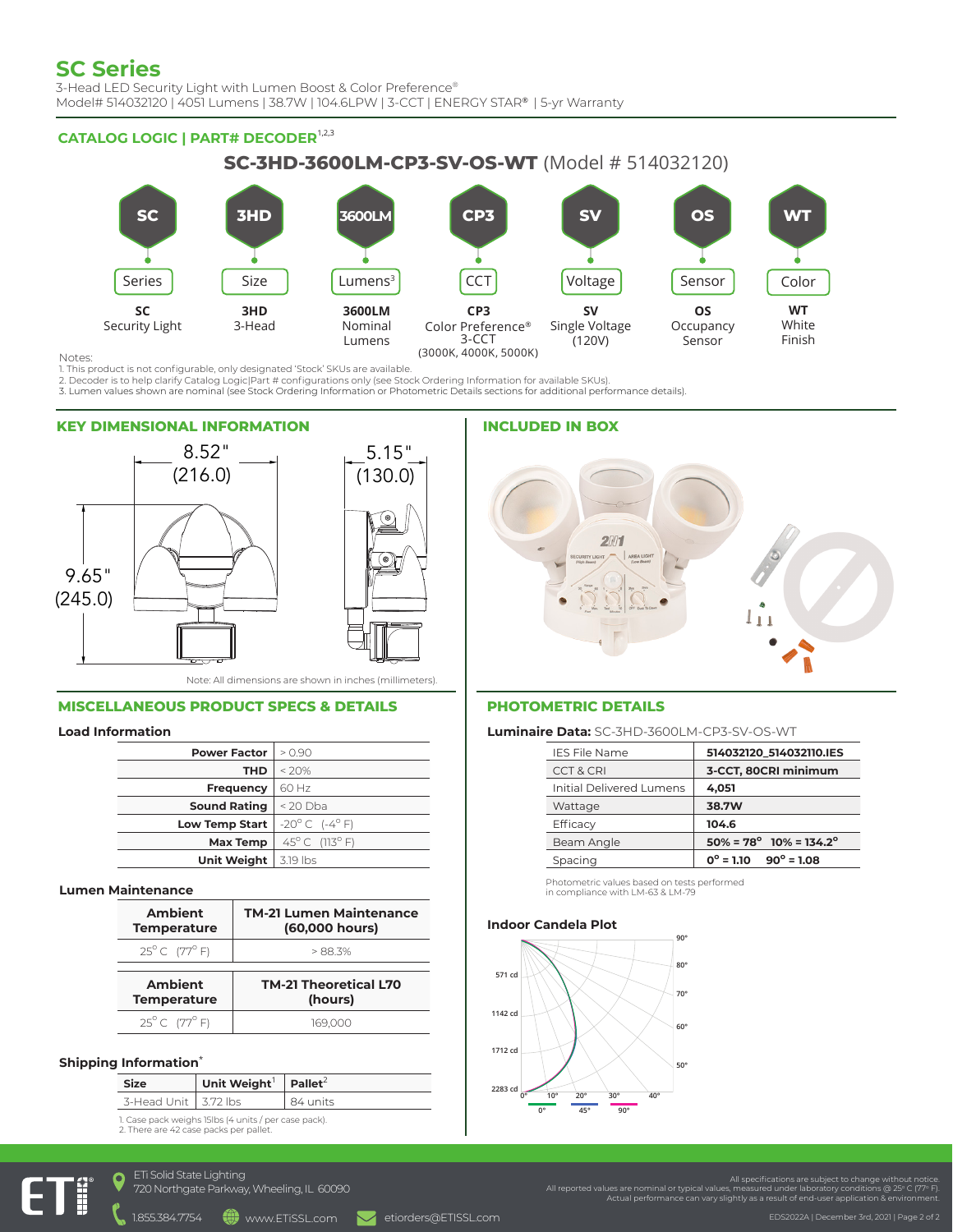# SC Series

3-Head LED Security Light with Lumen Boost & Color Preference®
Model# 514032120 | 4051 Lumens | 38.7W | 104.6LPW | 3-CCT | ENERGY STAR® | 5-yr Warranty

## CATALOG LOGIC | PART# DECODER[1,2,3]

**SC-3HD-3600LM-CP3-SV-OS-WT** (Model # 514032120)

| SC | 3HD | 3600LM | CP3 | SV | OS | WT |
|---|---|---|---|---|---|---|
| Series | Size | Lumens[3] | CCT | Voltage | Sensor | Color |
| **SC** Security Light | **3HD** 3-Head | **3600LM** Nominal Lumens | **CP3** Color Preference® 3-CCT (3000K, 4000K, 5000K) | **SV** Single Voltage (120V) | **OS** Occupancy Sensor | **WT** White Finish |

Notes:
1. This product is not configurable, only designated 'Stock' SKUs are available.
2. Decoder is to help clarify Catalog Logic|Part # configurations only (see Stock Ordering Information for available SKUs).
3. Lumen values shown are nominal (see Stock Ordering Information or Photometric Details sections for additional performance details).

## KEY DIMENSIONAL INFORMATION

8.52" (216.0)
5.15" (130.0)
9.65" (245.0)

Note: All dimensions are shown in inches (millimeters).

## INCLUDED IN BOX

## MISCELLANEOUS PRODUCT SPECS & DETAILS

### Load Information

| | |
|---|---|
| **Power Factor** | > 0.90 |
| **THD** | < 20% |
| **Frequency** | 60 Hz |
| **Sound Rating** | < 20 Dba |
| **Low Temp Start** | -20° C (-4° F) |
| **Max Temp** | 45° C (113° F) |
| **Unit Weight** | 3.19 lbs |

### Lumen Maintenance

| Ambient Temperature | TM-21 Lumen Maintenance (60,000 hours) |
|---|---|
| 25° C (77° F) | > 88.3% |

| Ambient Temperature | TM-21 Theoretical L70 (hours) |
|---|---|
| 25° C (77° F) | 169,000 |

### Shipping Information*

| Size | Unit Weight[1] | Pallet[2] |
|---|---|---|
| 3-Head Unit | 3.72 lbs | 84 units |

1. Case pack weighs 15lbs (4 units / per case pack).
2. There are 42 case packs per pallet.

## PHOTOMETRIC DETAILS

**Luminaire Data:** SC-3HD-3600LM-CP3-SV-OS-WT

| | |
|---|---|
| IES File Name | **514032120_514032110.IES** |
| CCT & CRI | **3-CCT, 80CRI minimum** |
| Initial Delivered Lumens | **4,051** |
| Wattage | **38.7W** |
| Efficacy | **104.6** |
| Beam Angle | **50% = 78° 10% = 134.2°** |
| Spacing | **0° = 1.10 90° = 1.08** |

Photometric values based on tests performed in compliance with LM-63 & LM-79

### Indoor Candela Plot

90°
80°
70°
60°
50°
571 cd
1142 cd
1712 cd
2283 cd
0° 10° 20° 30° 40°
0° 45° 90°

ETi Solid State Lighting
720 Northgate Parkway, Wheeling, IL 60090
1.855.384.7754 www.ETiSSL.com etiorders@ETiSSL.com

All specifications are subject to change without notice.
All reported values are nominal or typical values, measured under laboratory conditions @ 25° C (77° F).
Actual performance can vary slightly as a result of end-user application & environment.

EDS2022A | December 3rd, 2021